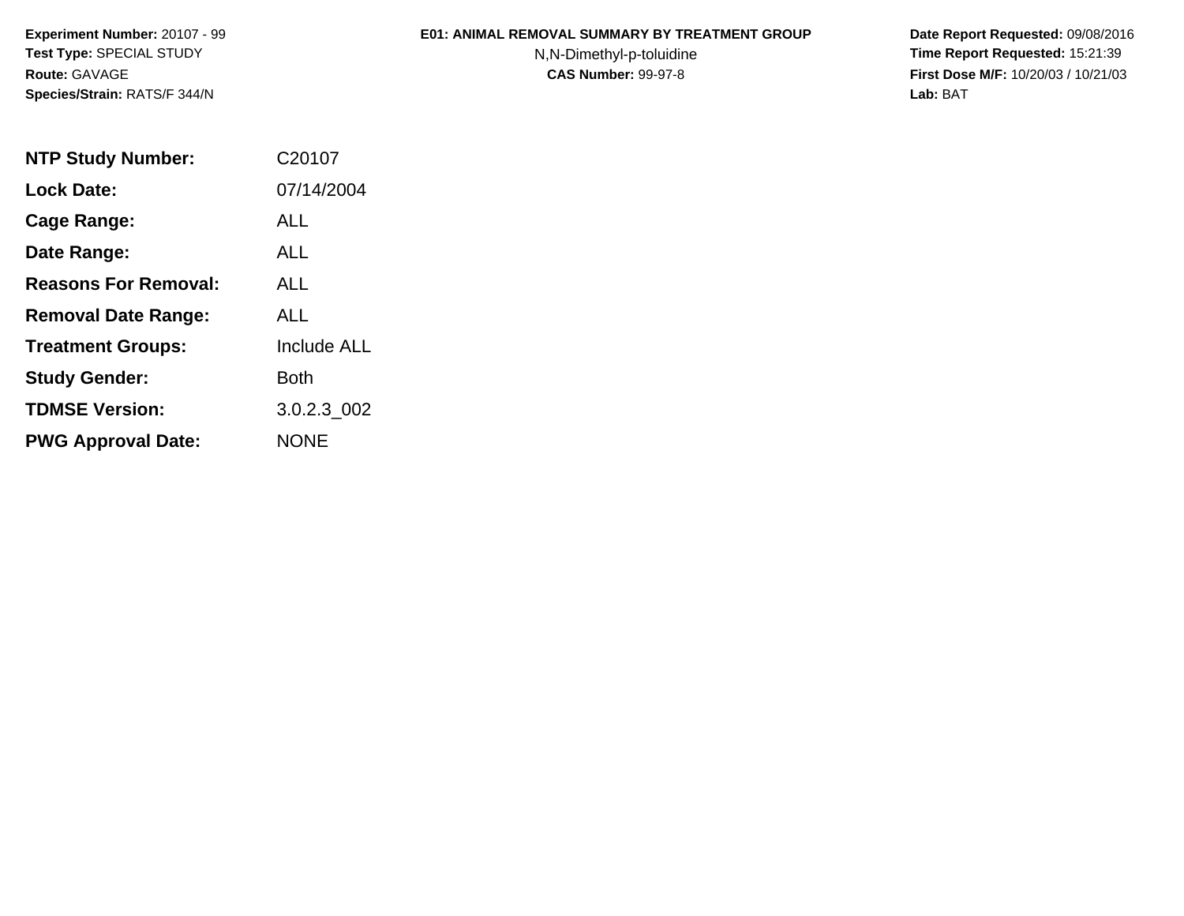**Experiment Number:** 20107 - 99
**Test Type:** SPECIAL STUDY
**Route:** GAVAGE
**Species/Strain:** RATS/F 344/N

**E01: ANIMAL REMOVAL SUMMARY BY TREATMENT GROUP**
N,N-Dimethyl-p-toluidine
**CAS Number:** 99-97-8

**Date Report Requested:** 09/08/2016
**Time Report Requested:** 15:21:39
**First Dose M/F:** 10/20/03 / 10/21/03
**Lab:** BAT

| | |
|---|---|
| **NTP Study Number:** | C20107 |
| **Lock Date:** | 07/14/2004 |
| **Cage Range:** | ALL |
| **Date Range:** | ALL |
| **Reasons For Removal:** | ALL |
| **Removal Date Range:** | ALL |
| **Treatment Groups:** | Include ALL |
| **Study Gender:** | Both |
| **TDMSE Version:** | 3.0.2.3_002 |
| **PWG Approval Date:** | NONE |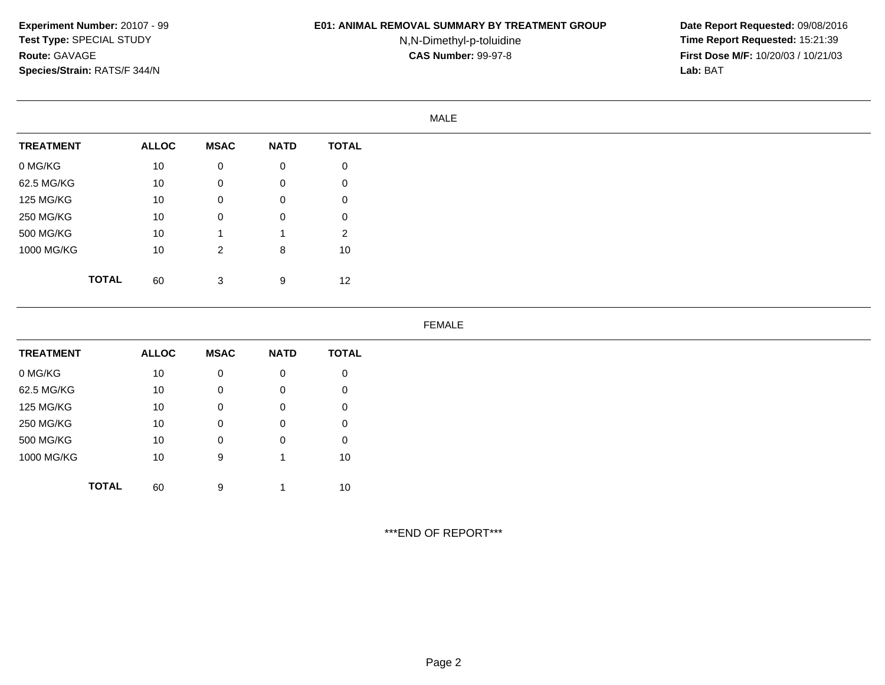**Experiment Number:** 20107 - 99
**Test Type:** SPECIAL STUDY
**Route:** GAVAGE
**Species/Strain:** RATS/F 344/N

**E01: ANIMAL REMOVAL SUMMARY BY TREATMENT GROUP**
N,N-Dimethyl-p-toluidine
**CAS Number:** 99-97-8

**Date Report Requested:** 09/08/2016
**Time Report Requested:** 15:21:39
**First Dose M/F:** 10/20/03 / 10/21/03
**Lab:** BAT

MALE

| TREATMENT | ALLOC | MSAC | NATD | TOTAL |
|---|---|---|---|---|
| 0 MG/KG | 10 | 0 | 0 | 0 |
| 62.5 MG/KG | 10 | 0 | 0 | 0 |
| 125 MG/KG | 10 | 0 | 0 | 0 |
| 250 MG/KG | 10 | 0 | 0 | 0 |
| 500 MG/KG | 10 | 1 | 1 | 2 |
| 1000 MG/KG | 10 | 2 | 8 | 10 |
| **TOTAL** | 60 | 3 | 9 | 12 |

FEMALE

| TREATMENT | ALLOC | MSAC | NATD | TOTAL |
|---|---|---|---|---|
| 0 MG/KG | 10 | 0 | 0 | 0 |
| 62.5 MG/KG | 10 | 0 | 0 | 0 |
| 125 MG/KG | 10 | 0 | 0 | 0 |
| 250 MG/KG | 10 | 0 | 0 | 0 |
| 500 MG/KG | 10 | 0 | 0 | 0 |
| 1000 MG/KG | 10 | 9 | 1 | 10 |
| **TOTAL** | 60 | 9 | 1 | 10 |

***END OF REPORT***